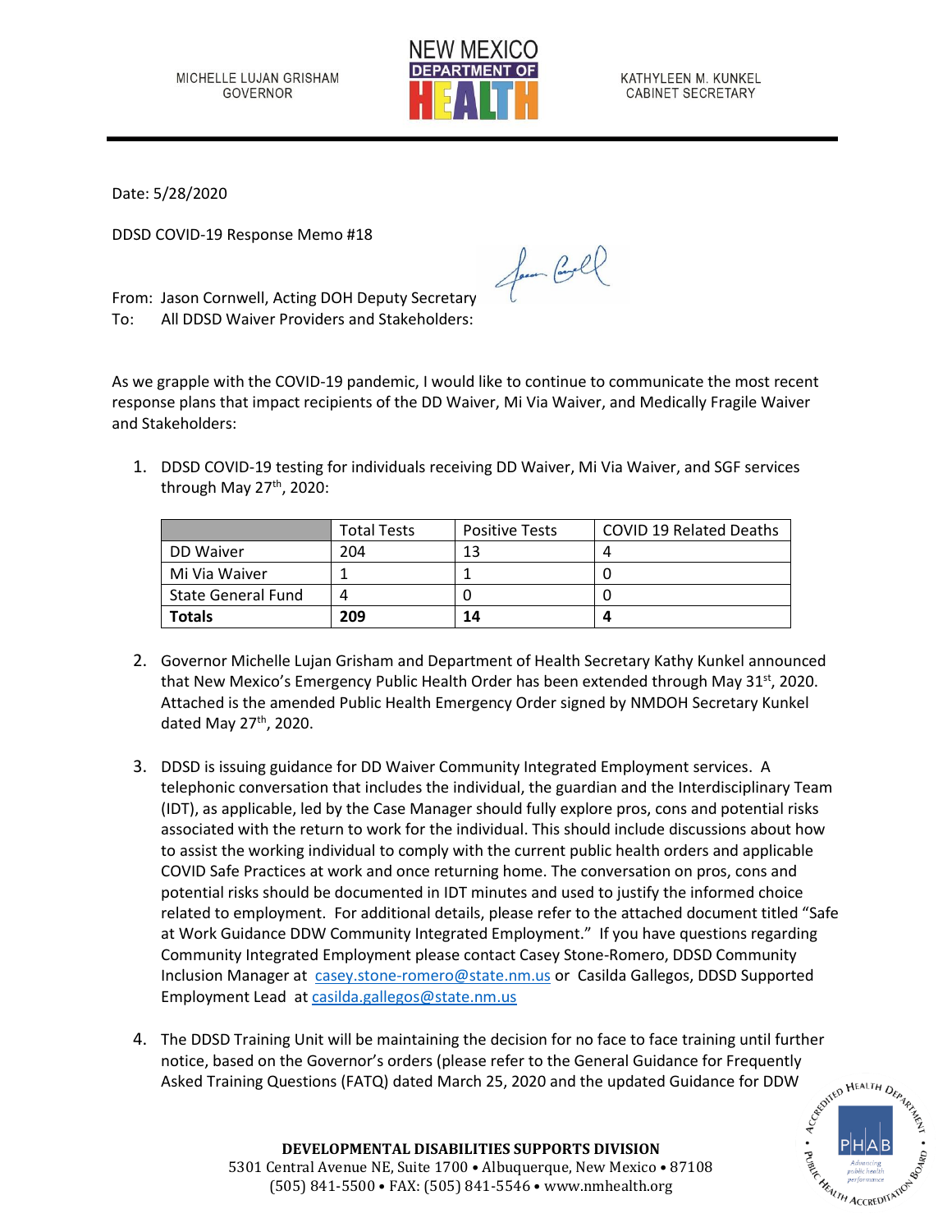MICHELLE LUJAN GRISHAM
GOVERNOR

NEW MEXICO DEPARTMENT OF HEALTH

KATHYLEEN M. KUNKEL
CABINET SECRETARY

Date: 5/28/2020

DDSD COVID-19 Response Memo #18

From: Jason Cornwell, Acting DOH Deputy Secretary
To: All DDSD Waiver Providers and Stakeholders:

As we grapple with the COVID-19 pandemic, I would like to continue to communicate the most recent response plans that impact recipients of the DD Waiver, Mi Via Waiver, and Medically Fragile Waiver and Stakeholders:

1. DDSD COVID-19 testing for individuals receiving DD Waiver, Mi Via Waiver, and SGF services through May 27th, 2020:

| | Total Tests | Positive Tests | COVID 19 Related Deaths |
|---|---|---|---|
| DD Waiver | 204 | 13 | 4 |
| Mi Via Waiver | 1 | 1 | 0 |
| State General Fund | 4 | 0 | 0 |
| **Totals** | **209** | **14** | **4** |

2. Governor Michelle Lujan Grisham and Department of Health Secretary Kathy Kunkel announced that New Mexico's Emergency Public Health Order has been extended through May 31st, 2020. Attached is the amended Public Health Emergency Order signed by NMDOH Secretary Kunkel dated May 27th, 2020.

3. DDSD is issuing guidance for DD Waiver Community Integrated Employment services. A telephonic conversation that includes the individual, the guardian and the Interdisciplinary Team (IDT), as applicable, led by the Case Manager should fully explore pros, cons and potential risks associated with the return to work for the individual. This should include discussions about how to assist the working individual to comply with the current public health orders and applicable COVID Safe Practices at work and once returning home. The conversation on pros, cons and potential risks should be documented in IDT minutes and used to justify the informed choice related to employment. For additional details, please refer to the attached document titled "Safe at Work Guidance DDW Community Integrated Employment." If you have questions regarding Community Integrated Employment please contact Casey Stone-Romero, DDSD Community Inclusion Manager at casey.stone-romero@state.nm.us or Casilda Gallegos, DDSD Supported Employment Lead at casilda.gallegos@state.nm.us

4. The DDSD Training Unit will be maintaining the decision for no face to face training until further notice, based on the Governor's orders (please refer to the General Guidance for Frequently Asked Training Questions (FATQ) dated March 25, 2020 and the updated Guidance for DDW

**DEVELOPMENTAL DISABILITIES SUPPORTS DIVISION**
5301 Central Avenue NE, Suite 1700 • Albuquerque, New Mexico • 87108
(505) 841-5500 • FAX: (505) 841-5546 • www.nmhealth.org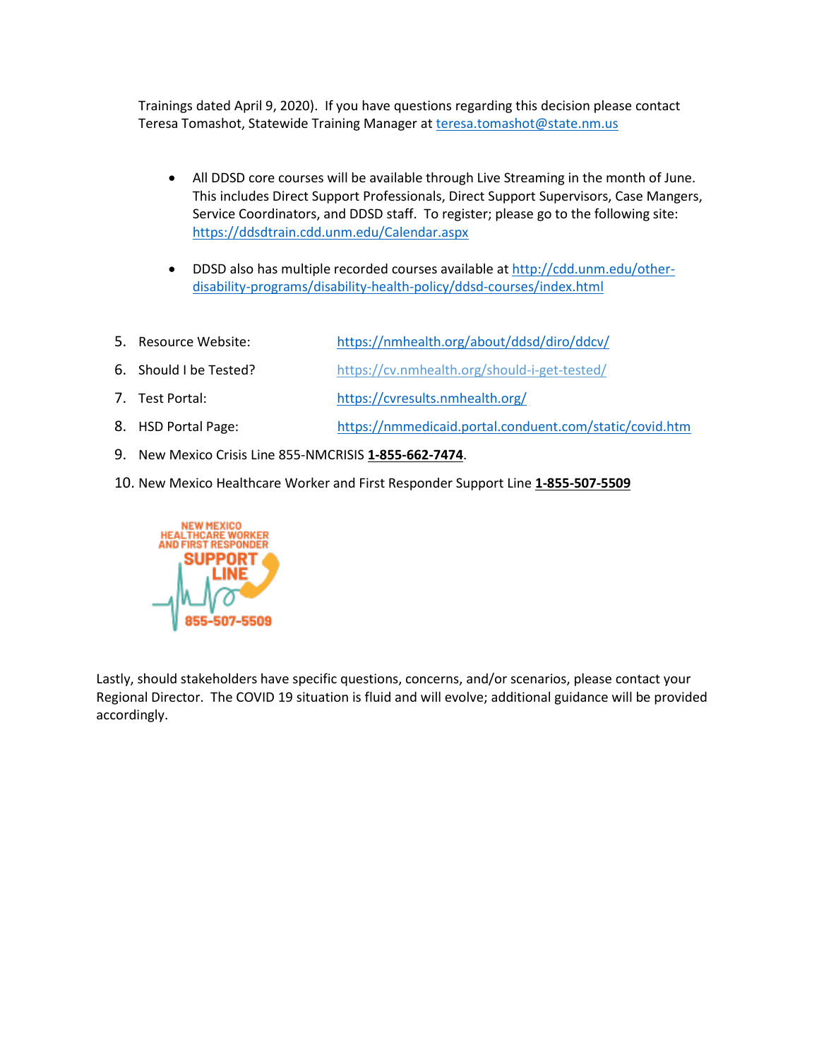Trainings dated April 9, 2020). If you have questions regarding this decision please contact Teresa Tomashot, Statewide Training Manager at teresa.tomashot@state.nm.us

- All DDSD core courses will be available through Live Streaming in the month of June. This includes Direct Support Professionals, Direct Support Supervisors, Case Mangers, Service Coordinators, and DDSD staff. To register; please go to the following site: https://ddsdtrain.cdd.unm.edu/Calendar.aspx

- DDSD also has multiple recorded courses available at http://cdd.unm.edu/other-disability-programs/disability-health-policy/ddsd-courses/index.html

5. Resource Website: https://nmhealth.org/about/ddsd/diro/ddcv/
6. Should I be Tested? https://cv.nmhealth.org/should-i-get-tested/
7. Test Portal: https://cvresults.nmhealth.org/
8. HSD Portal Page: https://nmmedicaid.portal.conduent.com/static/covid.htm
9. New Mexico Crisis Line 855-NMCRISIS **1-855-662-7474**.
10. New Mexico Healthcare Worker and First Responder Support Line **1-855-507-5509**

NEW MEXICO HEALTHCARE WORKER AND FIRST RESPONDER SUPPORT LINE 855-507-5509

Lastly, should stakeholders have specific questions, concerns, and/or scenarios, please contact your Regional Director. The COVID 19 situation is fluid and will evolve; additional guidance will be provided accordingly.